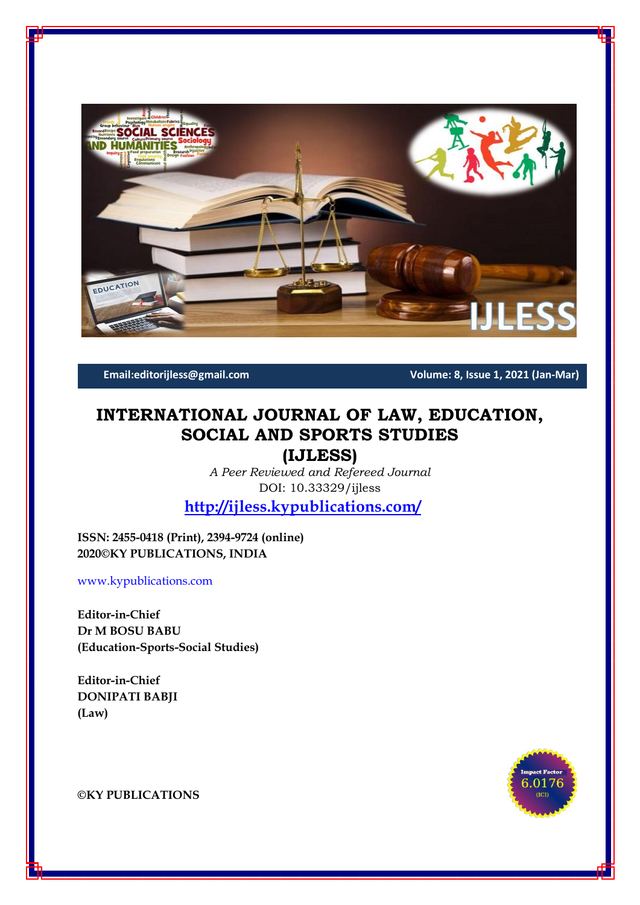Email:editorijless@gmail.com

Volume: 8, Issue 1, 2021 (Jan-Mar)

# INTERNATIONAL JOURNAL OF LAW, EDUCATION, SOCIAL AND SPORTS STUDIES (IJLESS)

*A Peer Reviewed and Refereed Journal*

DOI: 10.33329/ijless

**http://ijless.kypublications.com/**

**ISSN: 2455-0418 (Print), 2394-9724 (online)**
**2020©KY PUBLICATIONS, INDIA**

www.kypublications.com

**Editor-in-Chief**
**Dr M BOSU BABU**
**(Education-Sports-Social Studies)**

**Editor-in-Chief**
**DONIPATI BABJI**
**(Law)**

Impact Factor 6.0176 (ICI)

**©KY PUBLICATIONS**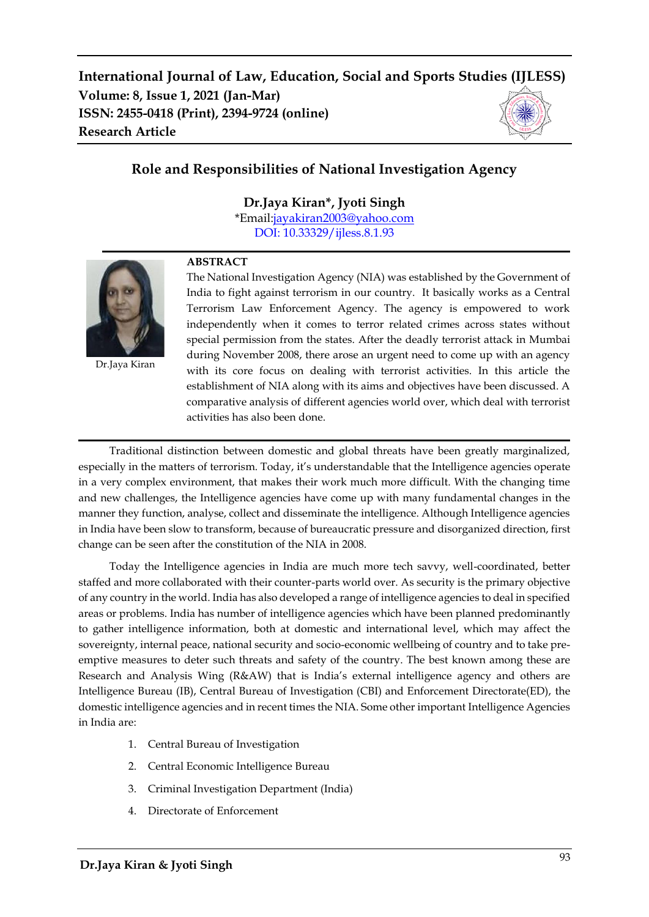# Role and Responsibilities of National Investigation Agency

**Dr.Jaya Kiran*, Jyoti Singh**

*Email:jayakiran2003@yahoo.com

DOI: 10.33329/ijless.8.1.93

Dr.Jaya Kiran

## ABSTRACT

The National Investigation Agency (NIA) was established by the Government of India to fight against terrorism in our country. It basically works as a Central Terrorism Law Enforcement Agency. The agency is empowered to work independently when it comes to terror related crimes across states without special permission from the states. After the deadly terrorist attack in Mumbai during November 2008, there arose an urgent need to come up with an agency with its core focus on dealing with terrorist activities. In this article the establishment of NIA along with its aims and objectives have been discussed. A comparative analysis of different agencies world over, which deal with terrorist activities has also been done.

---

Traditional distinction between domestic and global threats have been greatly marginalized, especially in the matters of terrorism. Today, it's understandable that the Intelligence agencies operate in a very complex environment, that makes their work much more difficult. With the changing time and new challenges, the Intelligence agencies have come up with many fundamental changes in the manner they function, analyse, collect and disseminate the intelligence. Although Intelligence agencies in India have been slow to transform, because of bureaucratic pressure and disorganized direction, first change can be seen after the constitution of the NIA in 2008.

Today the Intelligence agencies in India are much more tech savvy, well-coordinated, better staffed and more collaborated with their counter-parts world over. As security is the primary objective of any country in the world. India has also developed a range of intelligence agencies to deal in specified areas or problems. India has number of intelligence agencies which have been planned predominantly to gather intelligence information, both at domestic and international level, which may affect the sovereignty, internal peace, national security and socio-economic wellbeing of country and to take pre-emptive measures to deter such threats and safety of the country. The best known among these are Research and Analysis Wing (R&AW) that is India's external intelligence agency and others are Intelligence Bureau (IB), Central Bureau of Investigation (CBI) and Enforcement Directorate(ED), the domestic intelligence agencies and in recent times the NIA. Some other important Intelligence Agencies in India are:

1. Central Bureau of Investigation
2. Central Economic Intelligence Bureau
3. Criminal Investigation Department (India)
4. Directorate of Enforcement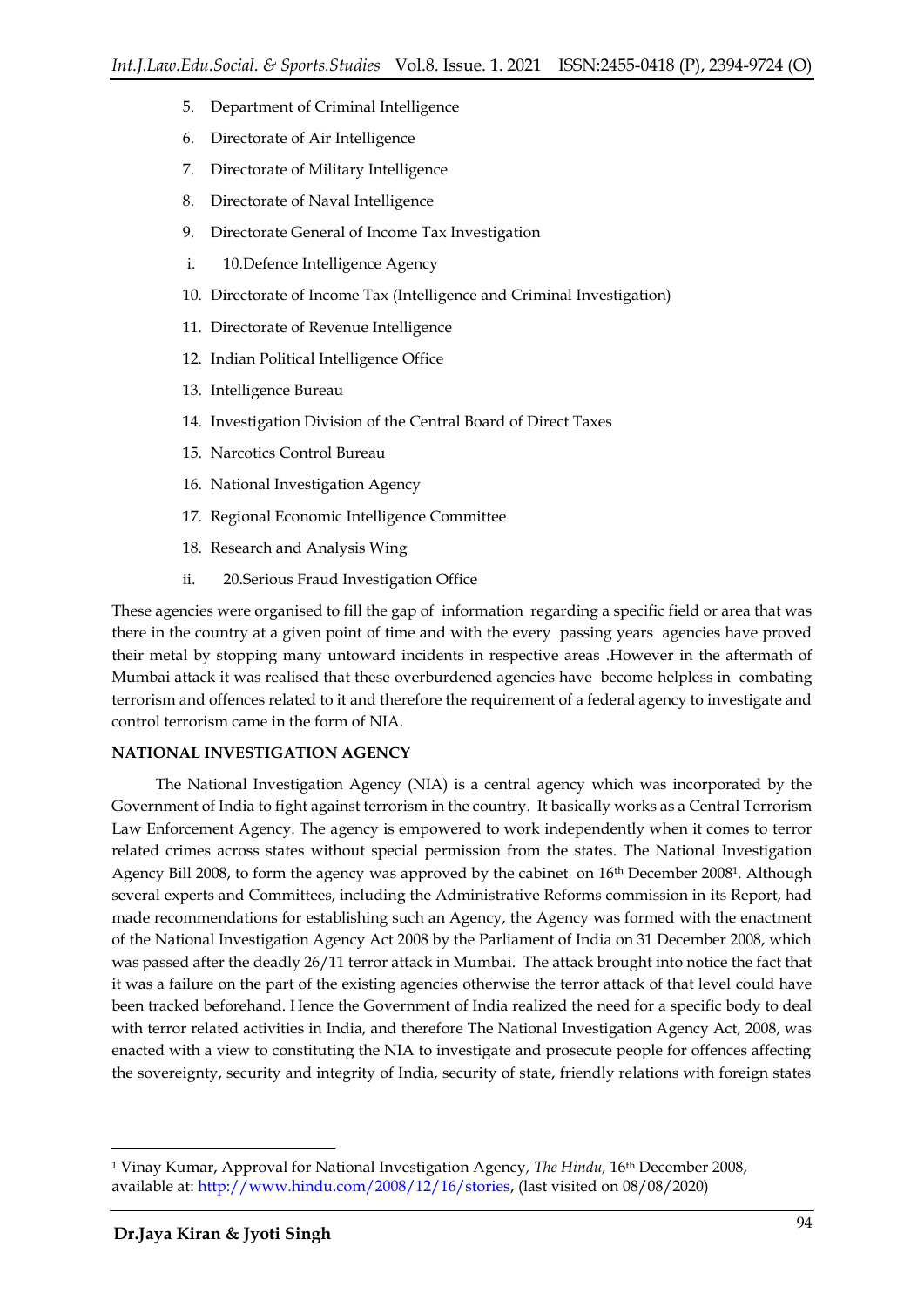5. Department of Criminal Intelligence
6. Directorate of Air Intelligence
7. Directorate of Military Intelligence
8. Directorate of Naval Intelligence
9. Directorate General of Income Tax Investigation

i. 10.Defence Intelligence Agency

10. Directorate of Income Tax (Intelligence and Criminal Investigation)
11. Directorate of Revenue Intelligence
12. Indian Political Intelligence Office
13. Intelligence Bureau
14. Investigation Division of the Central Board of Direct Taxes
15. Narcotics Control Bureau
16. National Investigation Agency
17. Regional Economic Intelligence Committee
18. Research and Analysis Wing

ii. 20.Serious Fraud Investigation Office

These agencies were organised to fill the gap of information regarding a specific field or area that was there in the country at a given point of time and with the every passing years agencies have proved their metal by stopping many untoward incidents in respective areas .However in the aftermath of Mumbai attack it was realised that these overburdened agencies have become helpless in combating terrorism and offences related to it and therefore the requirement of a federal agency to investigate and control terrorism came in the form of NIA.

**NATIONAL INVESTIGATION AGENCY**

The National Investigation Agency (NIA) is a central agency which was incorporated by the Government of India to fight against terrorism in the country. It basically works as a Central Terrorism Law Enforcement Agency. The agency is empowered to work independently when it comes to terror related crimes across states without special permission from the states. The National Investigation Agency Bill 2008, to form the agency was approved by the cabinet on 16th December 2008[1]. Although several experts and Committees, including the Administrative Reforms commission in its Report, had made recommendations for establishing such an Agency, the Agency was formed with the enactment of the National Investigation Agency Act 2008 by the Parliament of India on 31 December 2008, which was passed after the deadly 26/11 terror attack in Mumbai. The attack brought into notice the fact that it was a failure on the part of the existing agencies otherwise the terror attack of that level could have been tracked beforehand. Hence the Government of India realized the need for a specific body to deal with terror related activities in India, and therefore The National Investigation Agency Act, 2008, was enacted with a view to constituting the NIA to investigate and prosecute people for offences affecting the sovereignty, security and integrity of India, security of state, friendly relations with foreign states

---

[1] Vinay Kumar, Approval for National Investigation Agency, *The Hindu*, 16th December 2008, available at: http://www.hindu.com/2008/12/16/stories, (last visited on 08/08/2020)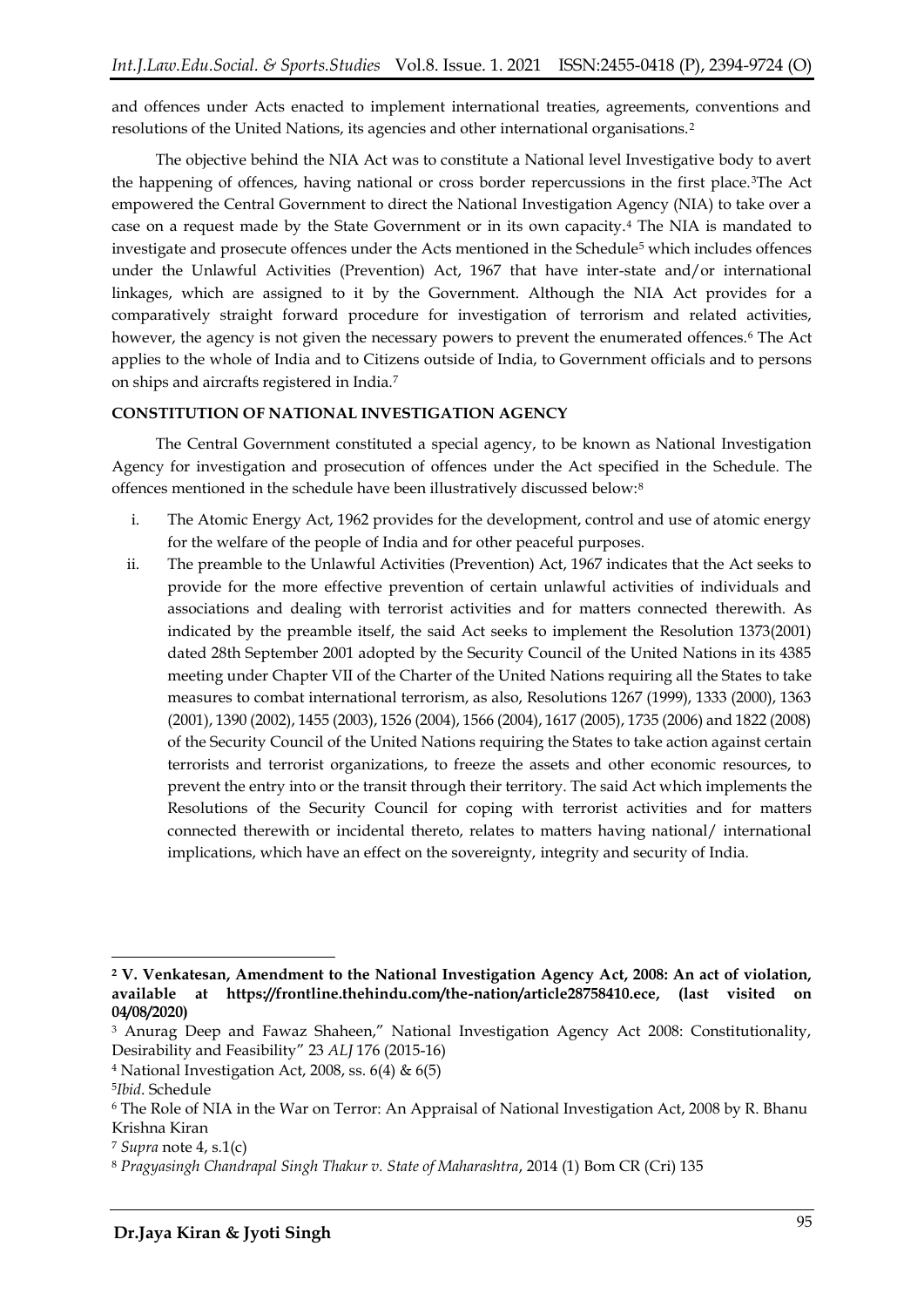and offences under Acts enacted to implement international treaties, agreements, conventions and resolutions of the United Nations, its agencies and other international organisations.[2]

The objective behind the NIA Act was to constitute a National level Investigative body to avert the happening of offences, having national or cross border repercussions in the first place.[3] The Act empowered the Central Government to direct the National Investigation Agency (NIA) to take over a case on a request made by the State Government or in its own capacity.[4] The NIA is mandated to investigate and prosecute offences under the Acts mentioned in the Schedule[5] which includes offences under the Unlawful Activities (Prevention) Act, 1967 that have inter-state and/or international linkages, which are assigned to it by the Government. Although the NIA Act provides for a comparatively straight forward procedure for investigation of terrorism and related activities, however, the agency is not given the necessary powers to prevent the enumerated offences.[6] The Act applies to the whole of India and to Citizens outside of India, to Government officials and to persons on ships and aircrafts registered in India.[7]

**CONSTITUTION OF NATIONAL INVESTIGATION AGENCY**

The Central Government constituted a special agency, to be known as National Investigation Agency for investigation and prosecution of offences under the Act specified in the Schedule. The offences mentioned in the schedule have been illustratively discussed below:[8]

i. The Atomic Energy Act, 1962 provides for the development, control and use of atomic energy for the welfare of the people of India and for other peaceful purposes.

ii. The preamble to the Unlawful Activities (Prevention) Act, 1967 indicates that the Act seeks to provide for the more effective prevention of certain unlawful activities of individuals and associations and dealing with terrorist activities and for matters connected therewith. As indicated by the preamble itself, the said Act seeks to implement the Resolution 1373(2001) dated 28th September 2001 adopted by the Security Council of the United Nations in its 4385 meeting under Chapter VII of the Charter of the United Nations requiring all the States to take measures to combat international terrorism, as also, Resolutions 1267 (1999), 1333 (2000), 1363 (2001), 1390 (2002), 1455 (2003), 1526 (2004), 1566 (2004), 1617 (2005), 1735 (2006) and 1822 (2008) of the Security Council of the United Nations requiring the States to take action against certain terrorists and terrorist organizations, to freeze the assets and other economic resources, to prevent the entry into or the transit through their territory. The said Act which implements the Resolutions of the Security Council for coping with terrorist activities and for matters connected therewith or incidental thereto, relates to matters having national/ international implications, which have an effect on the sovereignty, integrity and security of India.

---

[2] **V. Venkatesan, Amendment to the National Investigation Agency Act, 2008: An act of violation, available at https://frontline.thehindu.com/the-nation/article28758410.ece, (last visited on 04/08/2020)**

[3] Anurag Deep and Fawaz Shaheen," National Investigation Agency Act 2008: Constitutionality, Desirability and Feasibility" 23 *ALJ* 176 (2015-16)

[4] National Investigation Act, 2008, ss. 6(4) & 6(5)

[5] *Ibid*. Schedule

[6] The Role of NIA in the War on Terror: An Appraisal of National Investigation Act, 2008 by R. Bhanu Krishna Kiran

[7] *Supra* note 4, s.1(c)

[8] *Pragyasingh Chandrapal Singh Thakur v. State of Maharashtra*, 2014 (1) Bom CR (Cri) 135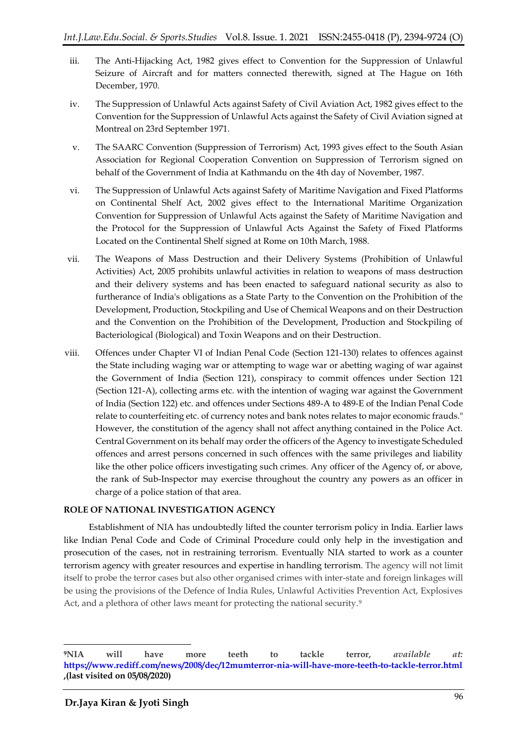iii. The Anti-Hijacking Act, 1982 gives effect to Convention for the Suppression of Unlawful Seizure of Aircraft and for matters connected therewith, signed at The Hague on 16th December, 1970.

iv. The Suppression of Unlawful Acts against Safety of Civil Aviation Act, 1982 gives effect to the Convention for the Suppression of Unlawful Acts against the Safety of Civil Aviation signed at Montreal on 23rd September 1971.

v. The SAARC Convention (Suppression of Terrorism) Act, 1993 gives effect to the South Asian Association for Regional Cooperation Convention on Suppression of Terrorism signed on behalf of the Government of India at Kathmandu on the 4th day of November, 1987.

vi. The Suppression of Unlawful Acts against Safety of Maritime Navigation and Fixed Platforms on Continental Shelf Act, 2002 gives effect to the International Maritime Organization Convention for Suppression of Unlawful Acts against the Safety of Maritime Navigation and the Protocol for the Suppression of Unlawful Acts Against the Safety of Fixed Platforms Located on the Continental Shelf signed at Rome on 10th March, 1988.

vii. The Weapons of Mass Destruction and their Delivery Systems (Prohibition of Unlawful Activities) Act, 2005 prohibits unlawful activities in relation to weapons of mass destruction and their delivery systems and has been enacted to safeguard national security as also to furtherance of India's obligations as a State Party to the Convention on the Prohibition of the Development, Production, Stockpiling and Use of Chemical Weapons and on their Destruction and the Convention on the Prohibition of the Development, Production and Stockpiling of Bacteriological (Biological) and Toxin Weapons and on their Destruction.

viii. Offences under Chapter VI of Indian Penal Code (Section 121-130) relates to offences against the State including waging war or attempting to wage war or abetting waging of war against the Government of India (Section 121), conspiracy to commit offences under Section 121 (Section 121-A), collecting arms etc. with the intention of waging war against the Government of India (Section 122) etc. and offences under Sections 489-A to 489-E of the Indian Penal Code relate to counterfeiting etc. of currency notes and bank notes relates to major economic frauds." However, the constitution of the agency shall not affect anything contained in the Police Act. Central Government on its behalf may order the officers of the Agency to investigate Scheduled offences and arrest persons concerned in such offences with the same privileges and liability like the other police officers investigating such crimes. Any officer of the Agency of, or above, the rank of Sub-Inspector may exercise throughout the country any powers as an officer in charge of a police station of that area.

## ROLE OF NATIONAL INVESTIGATION AGENCY

Establishment of NIA has undoubtedly lifted the counter terrorism policy in India. Earlier laws like Indian Penal Code and Code of Criminal Procedure could only help in the investigation and prosecution of the cases, not in restraining terrorism. Eventually NIA started to work as a counter terrorism agency with greater resources and expertise in handling terrorism. The agency will not limit itself to probe the terror cases but also other organised crimes with inter-state and foreign linkages will be using the provisions of the Defence of India Rules, Unlawful Activities Prevention Act, Explosives Act, and a plethora of other laws meant for protecting the national security.[9]

---

[9] **NIA will have more teeth to tackle terror,** *available at:* **https://www.rediff.com/news/2008/dec/12mumterror-nia-will-have-more-teeth-to-tackle-terror.html ,(last visited on 05/08/2020)**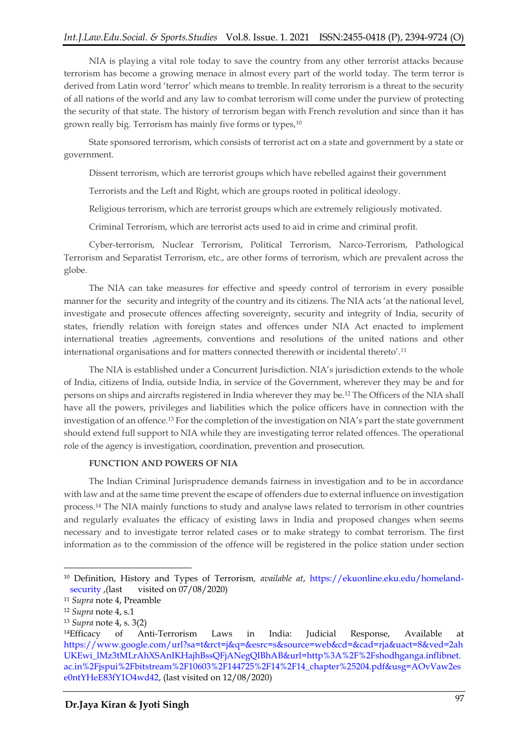NIA is playing a vital role today to save the country from any other terrorist attacks because terrorism has become a growing menace in almost every part of the world today. The term terror is derived from Latin word 'terror' which means to tremble. In reality terrorism is a threat to the security of all nations of the world and any law to combat terrorism will come under the purview of protecting the security of that state. The history of terrorism began with French revolution and since than it has grown really big. Terrorism has mainly five forms or types,[10]

State sponsored terrorism, which consists of terrorist act on a state and government by a state or government.

Dissent terrorism, which are terrorist groups which have rebelled against their government

Terrorists and the Left and Right, which are groups rooted in political ideology.

Religious terrorism, which are terrorist groups which are extremely religiously motivated.

Criminal Terrorism, which are terrorist acts used to aid in crime and criminal profit.

Cyber-terrorism, Nuclear Terrorism, Political Terrorism, Narco-Terrorism, Pathological Terrorism and Separatist Terrorism, etc., are other forms of terrorism, which are prevalent across the globe.

The NIA can take measures for effective and speedy control of terrorism in every possible manner for the security and integrity of the country and its citizens. The NIA acts 'at the national level, investigate and prosecute offences affecting sovereignty, security and integrity of India, security of states, friendly relation with foreign states and offences under NIA Act enacted to implement international treaties ,agreements, conventions and resolutions of the united nations and other international organisations and for matters connected therewith or incidental thereto'.[11]

The NIA is established under a Concurrent Jurisdiction. NIA's jurisdiction extends to the whole of India, citizens of India, outside India, in service of the Government, wherever they may be and for persons on ships and aircrafts registered in India wherever they may be.[12] The Officers of the NIA shall have all the powers, privileges and liabilities which the police officers have in connection with the investigation of an offence.[13] For the completion of the investigation on NIA's part the state government should extend full support to NIA while they are investigating terror related offences. The operational role of the agency is investigation, coordination, prevention and prosecution.

**FUNCTION AND POWERS OF NIA**

The Indian Criminal Jurisprudence demands fairness in investigation and to be in accordance with law and at the same time prevent the escape of offenders due to external influence on investigation process.[14] The NIA mainly functions to study and analyse laws related to terrorism in other countries and regularly evaluates the efficacy of existing laws in India and proposed changes when seems necessary and to investigate terror related cases or to make strategy to combat terrorism. The first information as to the commission of the offence will be registered in the police station under section

---

[10] Definition, History and Types of Terrorism, *available at*, https://ekuonline.eku.edu/homeland-security ,(last visited on 07/08/2020)

[11] *Supra* note 4, Preamble

[12] *Supra* note 4, s.1

[13] *Supra* note 4, s. 3(2)

[14] Efficacy of Anti-Terrorism Laws in India: Judicial Response, Available at https://www.google.com/url?sa=t&rct=j&q=&esrc=s&source=web&cd=&cad=rja&uact=8&ved=2ahUKEwi_lMz3tMLrAhXSAnIKHajhBssQFjANegQIBhAB&url=http%3A%2F%2Fshodhganga.inflibnet.ac.in%2Fjspui%2Fbitstream%2F10603%2F144725%2F14%2F14_chapter%25204.pdf&usg=AOvVaw2ese0ntYHeE83fY1O4wd42, (last visited on 12/08/2020)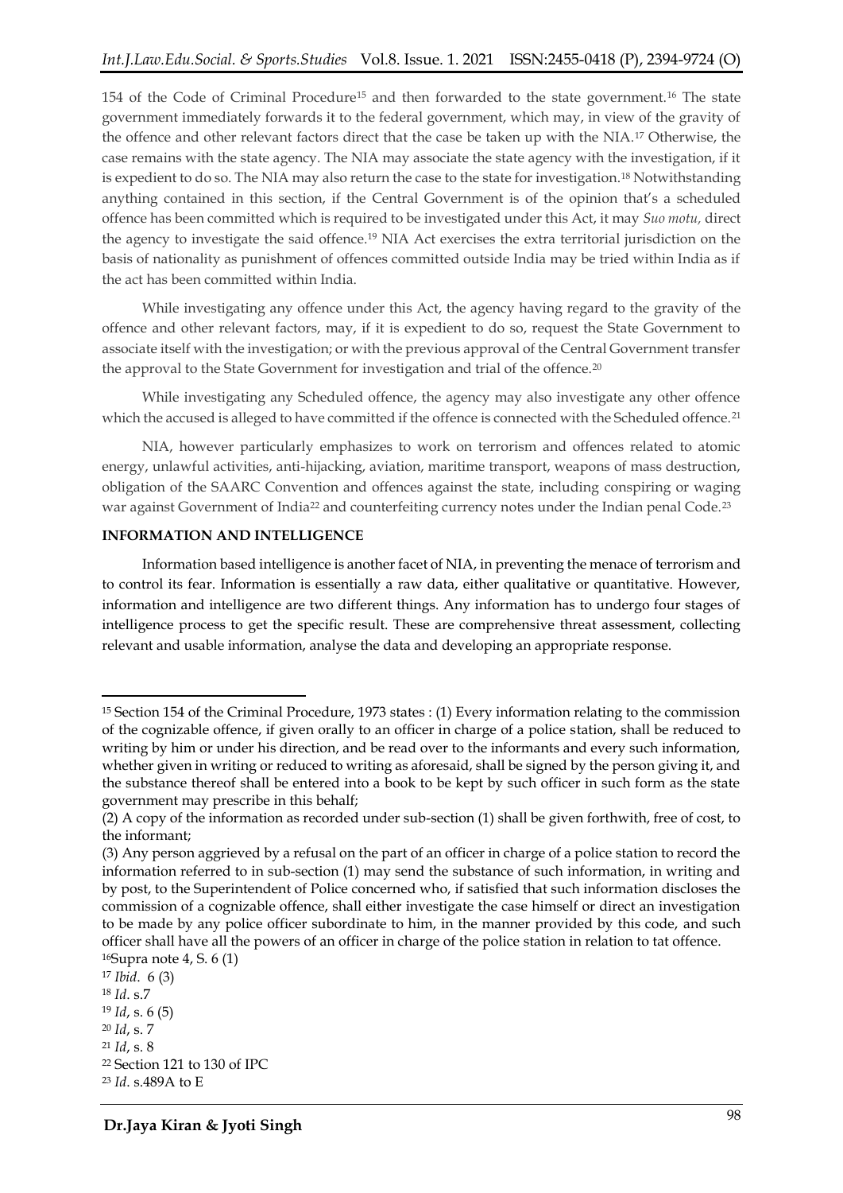154 of the Code of Criminal Procedure[15] and then forwarded to the state government.[16] The state government immediately forwards it to the federal government, which may, in view of the gravity of the offence and other relevant factors direct that the case be taken up with the NIA.[17] Otherwise, the case remains with the state agency. The NIA may associate the state agency with the investigation, if it is expedient to do so. The NIA may also return the case to the state for investigation.[18] Notwithstanding anything contained in this section, if the Central Government is of the opinion that's a scheduled offence has been committed which is required to be investigated under this Act, it may *Suo motu,* direct the agency to investigate the said offence.[19] NIA Act exercises the extra territorial jurisdiction on the basis of nationality as punishment of offences committed outside India may be tried within India as if the act has been committed within India.

While investigating any offence under this Act, the agency having regard to the gravity of the offence and other relevant factors, may, if it is expedient to do so, request the State Government to associate itself with the investigation; or with the previous approval of the Central Government transfer the approval to the State Government for investigation and trial of the offence.[20]

While investigating any Scheduled offence, the agency may also investigate any other offence which the accused is alleged to have committed if the offence is connected with the Scheduled offence.[21]

NIA, however particularly emphasizes to work on terrorism and offences related to atomic energy, unlawful activities, anti-hijacking, aviation, maritime transport, weapons of mass destruction, obligation of the SAARC Convention and offences against the state, including conspiring or waging war against Government of India[22] and counterfeiting currency notes under the Indian penal Code.[23]

**INFORMATION AND INTELLIGENCE**

Information based intelligence is another facet of NIA, in preventing the menace of terrorism and to control its fear. Information is essentially a raw data, either qualitative or quantitative. However, information and intelligence are two different things. Any information has to undergo four stages of intelligence process to get the specific result. These are comprehensive threat assessment, collecting relevant and usable information, analyse the data and developing an appropriate response.

---

[15] Section 154 of the Criminal Procedure, 1973 states : (1) Every information relating to the commission of the cognizable offence, if given orally to an officer in charge of a police station, shall be reduced to writing by him or under his direction, and be read over to the informants and every such information, whether given in writing or reduced to writing as aforesaid, shall be signed by the person giving it, and the substance thereof shall be entered into a book to be kept by such officer in such form as the state government may prescribe in this behalf;

(2) A copy of the information as recorded under sub-section (1) shall be given forthwith, free of cost, to the informant;

(3) Any person aggrieved by a refusal on the part of an officer in charge of a police station to record the information referred to in sub-section (1) may send the substance of such information, in writing and by post, to the Superintendent of Police concerned who, if satisfied that such information discloses the commission of a cognizable offence, shall either investigate the case himself or direct an investigation to be made by any police officer subordinate to him, in the manner provided by this code, and such officer shall have all the powers of an officer in charge of the police station in relation to tat offence.

[16] Supra note 4, S. 6 (1)

[17] *Ibid*. 6 (3)

[18] *Id*. s.7

[19] *Id*, s. 6 (5)

[20] *Id*, s. 7

[21] *Id*, s. 8

[22] Section 121 to 130 of IPC

[23] *Id*. s.489A to E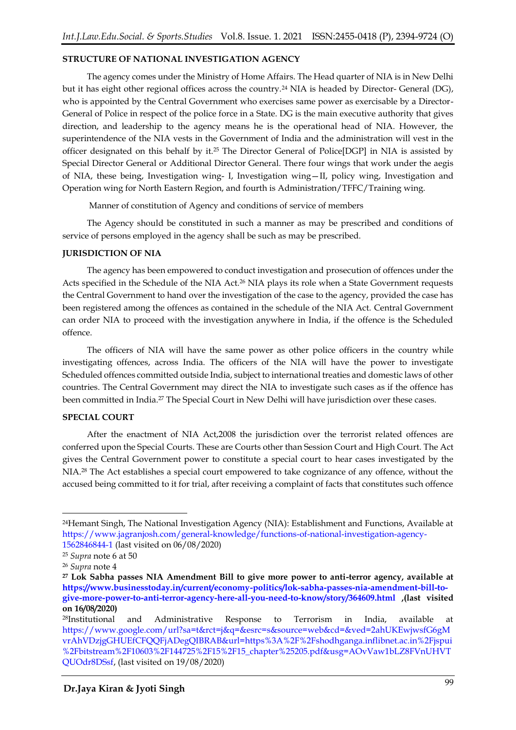**STRUCTURE OF NATIONAL INVESTIGATION AGENCY**

The agency comes under the Ministry of Home Affairs. The Head quarter of NIA is in New Delhi but it has eight other regional offices across the country.[24] NIA is headed by Director- General (DG), who is appointed by the Central Government who exercises same power as exercisable by a Director-General of Police in respect of the police force in a State. DG is the main executive authority that gives direction, and leadership to the agency means he is the operational head of NIA. However, the superintendence of the NIA vests in the Government of India and the administration will vest in the officer designated on this behalf by it.[25] The Director General of Police[DGP] in NIA is assisted by Special Director General or Additional Director General. There four wings that work under the aegis of NIA, these being, Investigation wing- I, Investigation wing—II, policy wing, Investigation and Operation wing for North Eastern Region, and fourth is Administration/TFFC/Training wing.

Manner of constitution of Agency and conditions of service of members

The Agency should be constituted in such a manner as may be prescribed and conditions of service of persons employed in the agency shall be such as may be prescribed.

**JURISDICTION OF NIA**

The agency has been empowered to conduct investigation and prosecution of offences under the Acts specified in the Schedule of the NIA Act.[26] NIA plays its role when a State Government requests the Central Government to hand over the investigation of the case to the agency, provided the case has been registered among the offences as contained in the schedule of the NIA Act. Central Government can order NIA to proceed with the investigation anywhere in India, if the offence is the Scheduled offence.

The officers of NIA will have the same power as other police officers in the country while investigating offences, across India. The officers of the NIA will have the power to investigate Scheduled offences committed outside India, subject to international treaties and domestic laws of other countries. The Central Government may direct the NIA to investigate such cases as if the offence has been committed in India.[27] The Special Court in New Delhi will have jurisdiction over these cases.

**SPECIAL COURT**

After the enactment of NIA Act,2008 the jurisdiction over the terrorist related offences are conferred upon the Special Courts. These are Courts other than Session Court and High Court. The Act gives the Central Government power to constitute a special court to hear cases investigated by the NIA.[28] The Act establishes a special court empowered to take cognizance of any offence, without the accused being committed to it for trial, after receiving a complaint of facts that constitutes such offence

---

[24] Hemant Singh, The National Investigation Agency (NIA): Establishment and Functions, Available at https://www.jagranjosh.com/general-knowledge/functions-of-national-investigation-agency-1562846844-1 (last visited on 06/08/2020)

[25] *Supra* note 6 at 50

[26] *Supra* note 4

[27] **Lok Sabha passes NIA Amendment Bill to give more power to anti-terror agency, available at https://www.businesstoday.in/current/economy-politics/lok-sabha-passes-nia-amendment-bill-to-give-more-power-to-anti-terror-agency-here-all-you-need-to-know/story/364609.html ,(last visited on 16/08/2020)**

[28] Institutional and Administrative Response to Terrorism in India, available at https://www.google.com/url?sa=t&rct=j&q=&esrc=s&source=web&cd=&ved=2ahUKEwjwsfG6gMvrAhVDzjgGHUEfCFQQFjADegQIBRAB&url=https%3A%2F%2Fshodhganga.inflibnet.ac.in%2Fjspui%2Fbitstream%2F10603%2F144725%2F15%2F15_chapter%25205.pdf&usg=AOvVaw1bLZ8FVnUHVTQUOdr8DSsf, (last visited on 19/08/2020)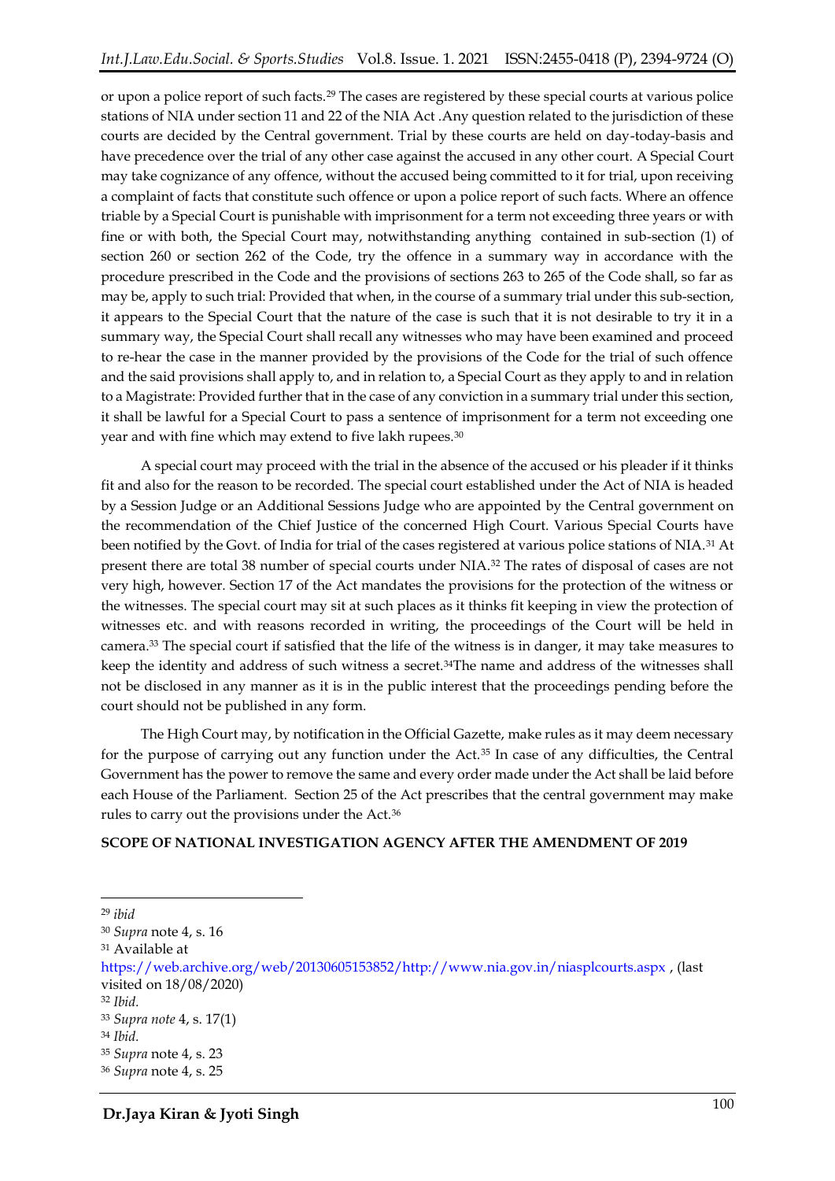or upon a police report of such facts.[29] The cases are registered by these special courts at various police stations of NIA under section 11 and 22 of the NIA Act .Any question related to the jurisdiction of these courts are decided by the Central government. Trial by these courts are held on day-today-basis and have precedence over the trial of any other case against the accused in any other court. A Special Court may take cognizance of any offence, without the accused being committed to it for trial, upon receiving a complaint of facts that constitute such offence or upon a police report of such facts. Where an offence triable by a Special Court is punishable with imprisonment for a term not exceeding three years or with fine or with both, the Special Court may, notwithstanding anything contained in sub-section (1) of section 260 or section 262 of the Code, try the offence in a summary way in accordance with the procedure prescribed in the Code and the provisions of sections 263 to 265 of the Code shall, so far as may be, apply to such trial: Provided that when, in the course of a summary trial under this sub-section, it appears to the Special Court that the nature of the case is such that it is not desirable to try it in a summary way, the Special Court shall recall any witnesses who may have been examined and proceed to re-hear the case in the manner provided by the provisions of the Code for the trial of such offence and the said provisions shall apply to, and in relation to, a Special Court as they apply to and in relation to a Magistrate: Provided further that in the case of any conviction in a summary trial under this section, it shall be lawful for a Special Court to pass a sentence of imprisonment for a term not exceeding one year and with fine which may extend to five lakh rupees.[30]

A special court may proceed with the trial in the absence of the accused or his pleader if it thinks fit and also for the reason to be recorded. The special court established under the Act of NIA is headed by a Session Judge or an Additional Sessions Judge who are appointed by the Central government on the recommendation of the Chief Justice of the concerned High Court. Various Special Courts have been notified by the Govt. of India for trial of the cases registered at various police stations of NIA.[31] At present there are total 38 number of special courts under NIA.[32] The rates of disposal of cases are not very high, however. Section 17 of the Act mandates the provisions for the protection of the witness or the witnesses. The special court may sit at such places as it thinks fit keeping in view the protection of witnesses etc. and with reasons recorded in writing, the proceedings of the Court will be held in camera.[33] The special court if satisfied that the life of the witness is in danger, it may take measures to keep the identity and address of such witness a secret.[34]The name and address of the witnesses shall not be disclosed in any manner as it is in the public interest that the proceedings pending before the court should not be published in any form.

The High Court may, by notification in the Official Gazette, make rules as it may deem necessary for the purpose of carrying out any function under the Act.[35] In case of any difficulties, the Central Government has the power to remove the same and every order made under the Act shall be laid before each House of the Parliament. Section 25 of the Act prescribes that the central government may make rules to carry out the provisions under the Act.[36]

**SCOPE OF NATIONAL INVESTIGATION AGENCY AFTER THE AMENDMENT OF 2019**

---

[29] *ibid*

[30] *Supra* note 4, s. 16

[31] Available at https://web.archive.org/web/20130605153852/http://www.nia.gov.in/niasplcourts.aspx , (last visited on 18/08/2020)

[32] *Ibid.*

[33] *Supra note* 4, s. 17(1)

[34] *Ibid.*

[35] *Supra* note 4, s. 23

[36] *Supra* note 4, s. 25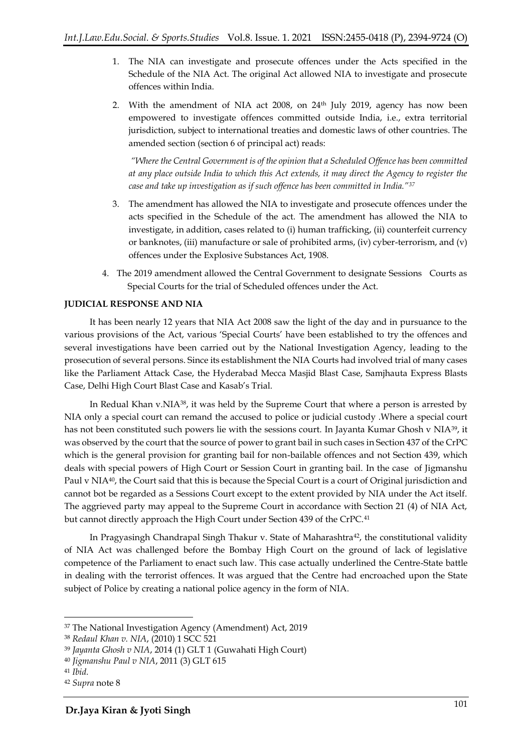1. The NIA can investigate and prosecute offences under the Acts specified in the Schedule of the NIA Act. The original Act allowed NIA to investigate and prosecute offences within India.

2. With the amendment of NIA act 2008, on 24th July 2019, agency has now been empowered to investigate offences committed outside India, i.e., extra territorial jurisdiction, subject to international treaties and domestic laws of other countries. The amended section (section 6 of principal act) reads:

   *"Where the Central Government is of the opinion that a Scheduled Offence has been committed at any place outside India to which this Act extends, it may direct the Agency to register the case and take up investigation as if such offence has been committed in India."*[37]

3. The amendment has allowed the NIA to investigate and prosecute offences under the acts specified in the Schedule of the act. The amendment has allowed the NIA to investigate, in addition, cases related to (i) human trafficking, (ii) counterfeit currency or banknotes, (iii) manufacture or sale of prohibited arms, (iv) cyber-terrorism, and (v) offences under the Explosive Substances Act, 1908.

4. The 2019 amendment allowed the Central Government to designate Sessions Courts as Special Courts for the trial of Scheduled offences under the Act.

**JUDICIAL RESPONSE AND NIA**

It has been nearly 12 years that NIA Act 2008 saw the light of the day and in pursuance to the various provisions of the Act, various 'Special Courts' have been established to try the offences and several investigations have been carried out by the National Investigation Agency, leading to the prosecution of several persons. Since its establishment the NIA Courts had involved trial of many cases like the Parliament Attack Case, the Hyderabad Mecca Masjid Blast Case, Samjhauta Express Blasts Case, Delhi High Court Blast Case and Kasab's Trial.

In Redual Khan v.NIA[38], it was held by the Supreme Court that where a person is arrested by NIA only a special court can remand the accused to police or judicial custody .Where a special court has not been constituted such powers lie with the sessions court. In Jayanta Kumar Ghosh v NIA[39], it was observed by the court that the source of power to grant bail in such cases in Section 437 of the CrPC which is the general provision for granting bail for non-bailable offences and not Section 439, which deals with special powers of High Court or Session Court in granting bail. In the case of Jigmanshu Paul v NIA[40], the Court said that this is because the Special Court is a court of Original jurisdiction and cannot bot be regarded as a Sessions Court except to the extent provided by NIA under the Act itself. The aggrieved party may appeal to the Supreme Court in accordance with Section 21 (4) of NIA Act, but cannot directly approach the High Court under Section 439 of the CrPC.[41]

In Pragyasingh Chandrapal Singh Thakur v. State of Maharashtra[42], the constitutional validity of NIA Act was challenged before the Bombay High Court on the ground of lack of legislative competence of the Parliament to enact such law. This case actually underlined the Centre-State battle in dealing with the terrorist offences. It was argued that the Centre had encroached upon the State subject of Police by creating a national police agency in the form of NIA.

---

[37] The National Investigation Agency (Amendment) Act, 2019

[38] *Redaul Khan v. NIA*, (2010) 1 SCC 521

[39] *Jayanta Ghosh v NIA*, 2014 (1) GLT 1 (Guwahati High Court)

[40] *Jigmanshu Paul v NIA*, 2011 (3) GLT 615

[41] *Ibid.*

[42] *Supra* note 8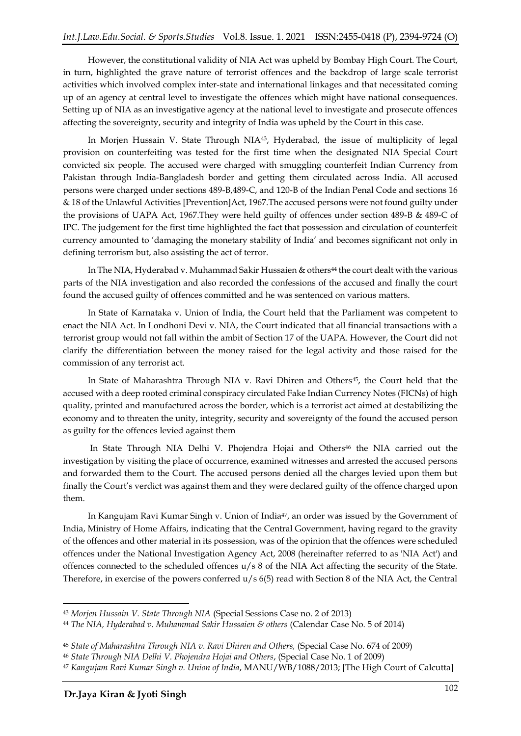However, the constitutional validity of NIA Act was upheld by Bombay High Court. The Court, in turn, highlighted the grave nature of terrorist offences and the backdrop of large scale terrorist activities which involved complex inter-state and international linkages and that necessitated coming up of an agency at central level to investigate the offences which might have national consequences. Setting up of NIA as an investigative agency at the national level to investigate and prosecute offences affecting the sovereignty, security and integrity of India was upheld by the Court in this case.

In Morjen Hussain V. State Through NIA[43], Hyderabad, the issue of multiplicity of legal provision on counterfeiting was tested for the first time when the designated NIA Special Court convicted six people. The accused were charged with smuggling counterfeit Indian Currency from Pakistan through India-Bangladesh border and getting them circulated across India. All accused persons were charged under sections 489-B,489-C, and 120-B of the Indian Penal Code and sections 16 & 18 of the Unlawful Activities [Prevention]Act, 1967.The accused persons were not found guilty under the provisions of UAPA Act, 1967.They were held guilty of offences under section 489-B & 489-C of IPC. The judgement for the first time highlighted the fact that possession and circulation of counterfeit currency amounted to 'damaging the monetary stability of India' and becomes significant not only in defining terrorism but, also assisting the act of terror.

In The NIA, Hyderabad v. Muhammad Sakir Hussaien & others[44] the court dealt with the various parts of the NIA investigation and also recorded the confessions of the accused and finally the court found the accused guilty of offences committed and he was sentenced on various matters.

In State of Karnataka v. Union of India, the Court held that the Parliament was competent to enact the NIA Act. In Londhoni Devi v. NIA, the Court indicated that all financial transactions with a terrorist group would not fall within the ambit of Section 17 of the UAPA. However, the Court did not clarify the differentiation between the money raised for the legal activity and those raised for the commission of any terrorist act.

In State of Maharashtra Through NIA v. Ravi Dhiren and Others[45], the Court held that the accused with a deep rooted criminal conspiracy circulated Fake Indian Currency Notes (FICNs) of high quality, printed and manufactured across the border, which is a terrorist act aimed at destabilizing the economy and to threaten the unity, integrity, security and sovereignty of the found the accused person as guilty for the offences levied against them

In State Through NIA Delhi V. Phojendra Hojai and Others[46] the NIA carried out the investigation by visiting the place of occurrence, examined witnesses and arrested the accused persons and forwarded them to the Court. The accused persons denied all the charges levied upon them but finally the Court's verdict was against them and they were declared guilty of the offence charged upon them.

In Kangujam Ravi Kumar Singh v. Union of India[47], an order was issued by the Government of India, Ministry of Home Affairs, indicating that the Central Government, having regard to the gravity of the offences and other material in its possession, was of the opinion that the offences were scheduled offences under the National Investigation Agency Act, 2008 (hereinafter referred to as 'NIA Act') and offences connected to the scheduled offences u/s 8 of the NIA Act affecting the security of the State. Therefore, in exercise of the powers conferred u/s 6(5) read with Section 8 of the NIA Act, the Central

---

[43] *Morjen Hussain V. State Through NIA* (Special Sessions Case no. 2 of 2013)

[44] *The NIA, Hyderabad v. Muhammad Sakir Hussaien & others* (Calendar Case No. 5 of 2014)

[45] *State of Maharashtra Through NIA v. Ravi Dhiren and Others,* (Special Case No. 674 of 2009)

[46] *State Through NIA Delhi V. Phojendra Hojai and Others*, (Special Case No. 1 of 2009)

[47] *Kangujam Ravi Kumar Singh v. Union of India*, MANU/WB/1088/2013; [The High Court of Calcutta]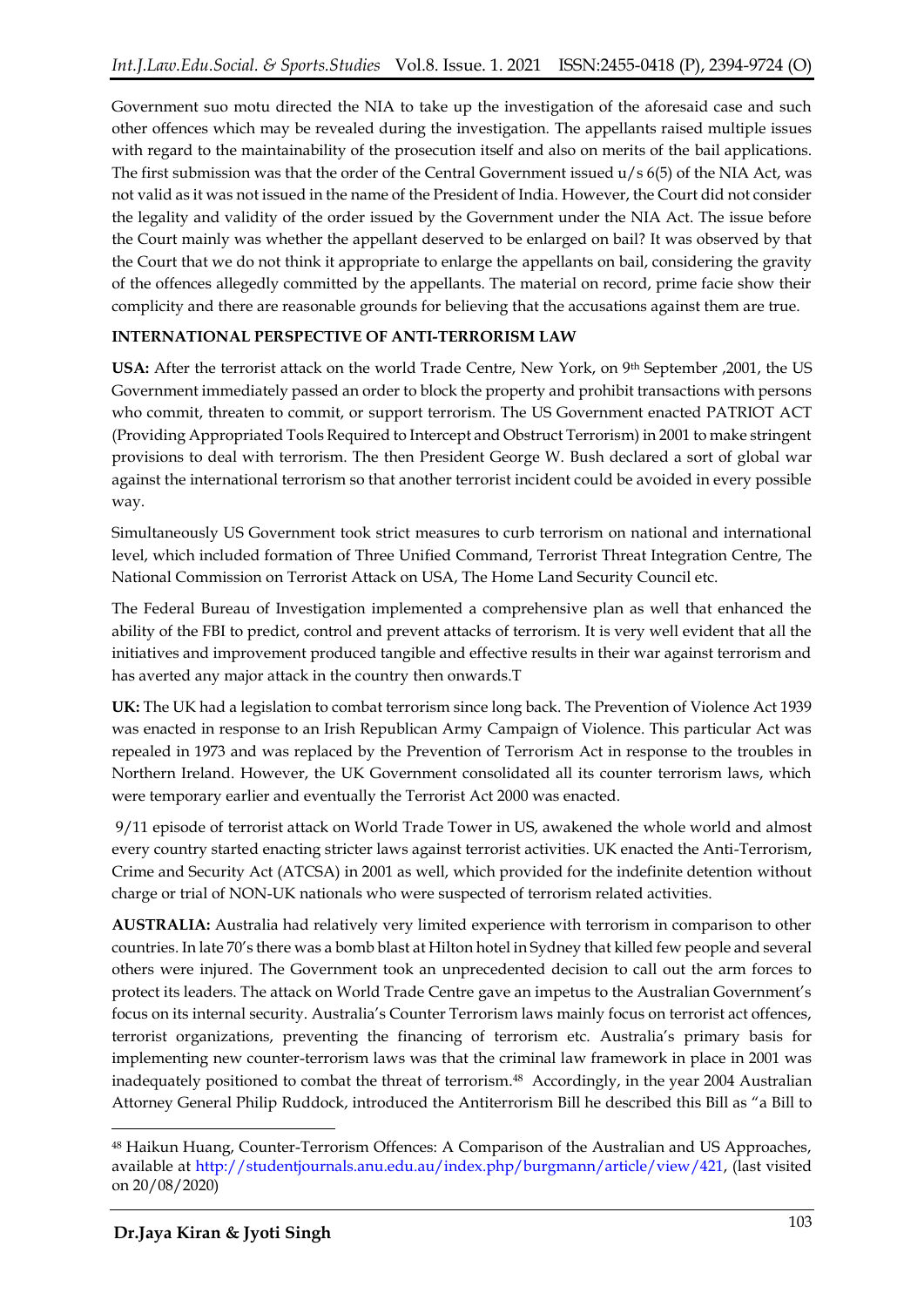Government suo motu directed the NIA to take up the investigation of the aforesaid case and such other offences which may be revealed during the investigation. The appellants raised multiple issues with regard to the maintainability of the prosecution itself and also on merits of the bail applications. The first submission was that the order of the Central Government issued u/s 6(5) of the NIA Act, was not valid as it was not issued in the name of the President of India. However, the Court did not consider the legality and validity of the order issued by the Government under the NIA Act. The issue before the Court mainly was whether the appellant deserved to be enlarged on bail? It was observed by that the Court that we do not think it appropriate to enlarge the appellants on bail, considering the gravity of the offences allegedly committed by the appellants. The material on record, prime facie show their complicity and there are reasonable grounds for believing that the accusations against them are true.

## INTERNATIONAL PERSPECTIVE OF ANTI-TERRORISM LAW

**USA:** After the terrorist attack on the world Trade Centre, New York, on 9th September ,2001, the US Government immediately passed an order to block the property and prohibit transactions with persons who commit, threaten to commit, or support terrorism. The US Government enacted PATRIOT ACT (Providing Appropriated Tools Required to Intercept and Obstruct Terrorism) in 2001 to make stringent provisions to deal with terrorism. The then President George W. Bush declared a sort of global war against the international terrorism so that another terrorist incident could be avoided in every possible way.

Simultaneously US Government took strict measures to curb terrorism on national and international level, which included formation of Three Unified Command, Terrorist Threat Integration Centre, The National Commission on Terrorist Attack on USA, The Home Land Security Council etc.

The Federal Bureau of Investigation implemented a comprehensive plan as well that enhanced the ability of the FBI to predict, control and prevent attacks of terrorism. It is very well evident that all the initiatives and improvement produced tangible and effective results in their war against terrorism and has averted any major attack in the country then onwards.T

**UK:** The UK had a legislation to combat terrorism since long back. The Prevention of Violence Act 1939 was enacted in response to an Irish Republican Army Campaign of Violence. This particular Act was repealed in 1973 and was replaced by the Prevention of Terrorism Act in response to the troubles in Northern Ireland. However, the UK Government consolidated all its counter terrorism laws, which were temporary earlier and eventually the Terrorist Act 2000 was enacted.

9/11 episode of terrorist attack on World Trade Tower in US, awakened the whole world and almost every country started enacting stricter laws against terrorist activities. UK enacted the Anti-Terrorism, Crime and Security Act (ATCSA) in 2001 as well, which provided for the indefinite detention without charge or trial of NON-UK nationals who were suspected of terrorism related activities.

**AUSTRALIA:** Australia had relatively very limited experience with terrorism in comparison to other countries. In late 70's there was a bomb blast at Hilton hotel in Sydney that killed few people and several others were injured. The Government took an unprecedented decision to call out the arm forces to protect its leaders. The attack on World Trade Centre gave an impetus to the Australian Government's focus on its internal security. Australia's Counter Terrorism laws mainly focus on terrorist act offences, terrorist organizations, preventing the financing of terrorism etc. Australia's primary basis for implementing new counter-terrorism laws was that the criminal law framework in place in 2001 was inadequately positioned to combat the threat of terrorism.[48] Accordingly, in the year 2004 Australian Attorney General Philip Ruddock, introduced the Antiterrorism Bill he described this Bill as "a Bill to

---

[48] Haikun Huang, Counter-Terrorism Offences: A Comparison of the Australian and US Approaches, available at http://studentjournals.anu.edu.au/index.php/burgmann/article/view/421, (last visited on 20/08/2020)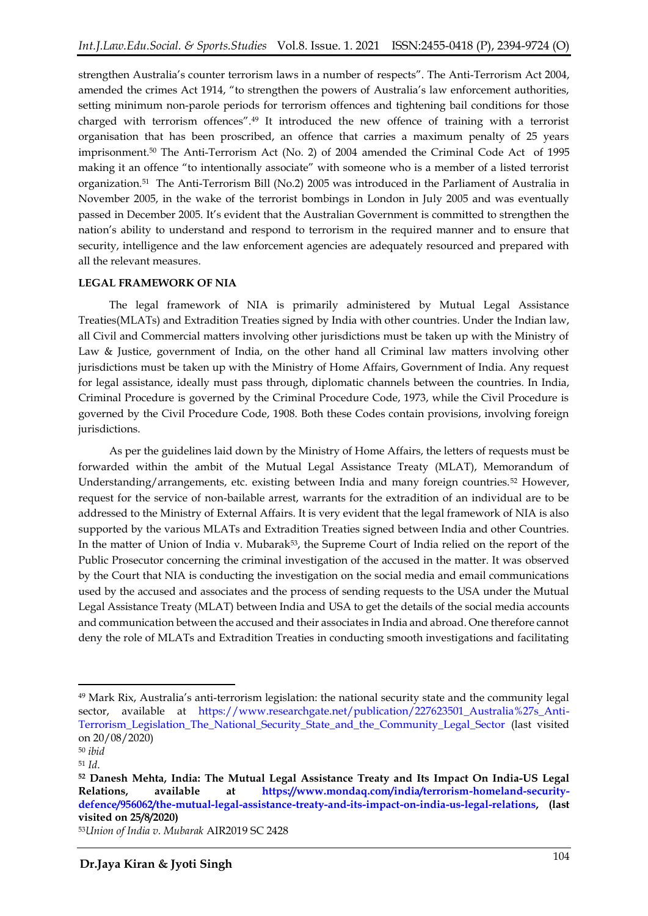strengthen Australia's counter terrorism laws in a number of respects". The Anti-Terrorism Act 2004, amended the crimes Act 1914, "to strengthen the powers of Australia's law enforcement authorities, setting minimum non-parole periods for terrorism offences and tightening bail conditions for those charged with terrorism offences".[49] It introduced the new offence of training with a terrorist organisation that has been proscribed, an offence that carries a maximum penalty of 25 years imprisonment.[50] The Anti-Terrorism Act (No. 2) of 2004 amended the Criminal Code Act of 1995 making it an offence "to intentionally associate" with someone who is a member of a listed terrorist organization.[51] The Anti-Terrorism Bill (No.2) 2005 was introduced in the Parliament of Australia in November 2005, in the wake of the terrorist bombings in London in July 2005 and was eventually passed in December 2005. It's evident that the Australian Government is committed to strengthen the nation's ability to understand and respond to terrorism in the required manner and to ensure that security, intelligence and the law enforcement agencies are adequately resourced and prepared with all the relevant measures.

**LEGAL FRAMEWORK OF NIA**

The legal framework of NIA is primarily administered by Mutual Legal Assistance Treaties(MLATs) and Extradition Treaties signed by India with other countries. Under the Indian law, all Civil and Commercial matters involving other jurisdictions must be taken up with the Ministry of Law & Justice, government of India, on the other hand all Criminal law matters involving other jurisdictions must be taken up with the Ministry of Home Affairs, Government of India. Any request for legal assistance, ideally must pass through, diplomatic channels between the countries. In India, Criminal Procedure is governed by the Criminal Procedure Code, 1973, while the Civil Procedure is governed by the Civil Procedure Code, 1908. Both these Codes contain provisions, involving foreign jurisdictions.

As per the guidelines laid down by the Ministry of Home Affairs, the letters of requests must be forwarded within the ambit of the Mutual Legal Assistance Treaty (MLAT), Memorandum of Understanding/arrangements, etc. existing between India and many foreign countries.[52] However, request for the service of non-bailable arrest, warrants for the extradition of an individual are to be addressed to the Ministry of External Affairs. It is very evident that the legal framework of NIA is also supported by the various MLATs and Extradition Treaties signed between India and other Countries. In the matter of Union of India v. Mubarak[53], the Supreme Court of India relied on the report of the Public Prosecutor concerning the criminal investigation of the accused in the matter. It was observed by the Court that NIA is conducting the investigation on the social media and email communications used by the accused and associates and the process of sending requests to the USA under the Mutual Legal Assistance Treaty (MLAT) between India and USA to get the details of the social media accounts and communication between the accused and their associates in India and abroad. One therefore cannot deny the role of MLATs and Extradition Treaties in conducting smooth investigations and facilitating

---

[49] Mark Rix, Australia's anti-terrorism legislation: the national security state and the community legal sector, available at https://www.researchgate.net/publication/227623501_Australia%27s_Anti-Terrorism_Legislation_The_National_Security_State_and_the_Community_Legal_Sector (last visited on 20/08/2020)

[50] *ibid*

[51] *Id*.

[52] **Danesh Mehta, India: The Mutual Legal Assistance Treaty and Its Impact On India-US Legal Relations, available at https://www.mondaq.com/india/terrorism-homeland-security-defence/956062/the-mutual-legal-assistance-treaty-and-its-impact-on-india-us-legal-relations, (last visited on 25/8/2020)**

[53] *Union of India v. Mubarak* AIR2019 SC 2428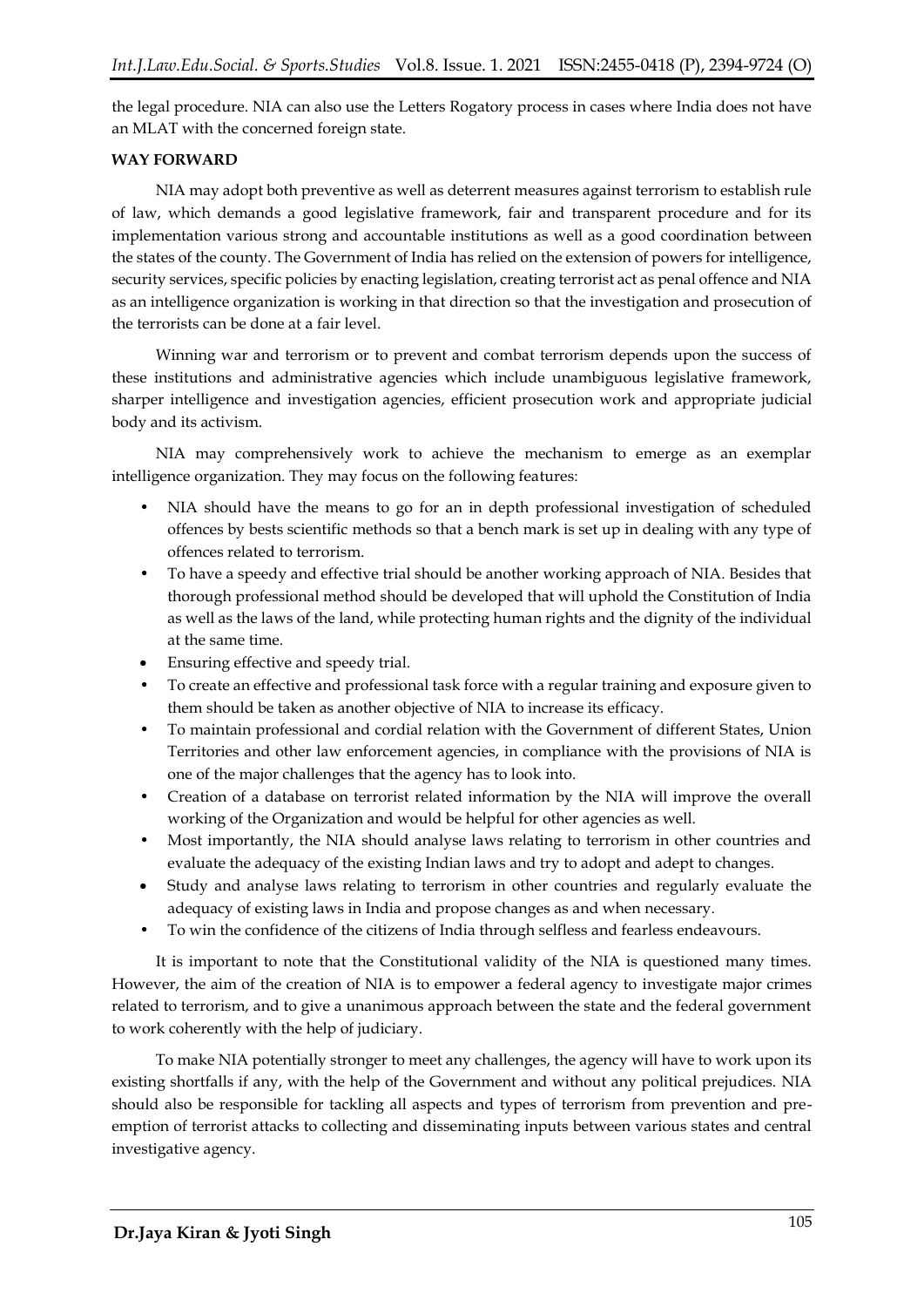the legal procedure. NIA can also use the Letters Rogatory process in cases where India does not have an MLAT with the concerned foreign state.

**WAY FORWARD**

NIA may adopt both preventive as well as deterrent measures against terrorism to establish rule of law, which demands a good legislative framework, fair and transparent procedure and for its implementation various strong and accountable institutions as well as a good coordination between the states of the county. The Government of India has relied on the extension of powers for intelligence, security services, specific policies by enacting legislation, creating terrorist act as penal offence and NIA as an intelligence organization is working in that direction so that the investigation and prosecution of the terrorists can be done at a fair level.

Winning war and terrorism or to prevent and combat terrorism depends upon the success of these institutions and administrative agencies which include unambiguous legislative framework, sharper intelligence and investigation agencies, efficient prosecution work and appropriate judicial body and its activism.

NIA may comprehensively work to achieve the mechanism to emerge as an exemplar intelligence organization. They may focus on the following features:

- NIA should have the means to go for an in depth professional investigation of scheduled offences by bests scientific methods so that a bench mark is set up in dealing with any type of offences related to terrorism.
- To have a speedy and effective trial should be another working approach of NIA. Besides that thorough professional method should be developed that will uphold the Constitution of India as well as the laws of the land, while protecting human rights and the dignity of the individual at the same time.
- Ensuring effective and speedy trial.
- To create an effective and professional task force with a regular training and exposure given to them should be taken as another objective of NIA to increase its efficacy.
- To maintain professional and cordial relation with the Government of different States, Union Territories and other law enforcement agencies, in compliance with the provisions of NIA is one of the major challenges that the agency has to look into.
- Creation of a database on terrorist related information by the NIA will improve the overall working of the Organization and would be helpful for other agencies as well.
- Most importantly, the NIA should analyse laws relating to terrorism in other countries and evaluate the adequacy of the existing Indian laws and try to adopt and adept to changes.
- Study and analyse laws relating to terrorism in other countries and regularly evaluate the adequacy of existing laws in India and propose changes as and when necessary.
- To win the confidence of the citizens of India through selfless and fearless endeavours.

It is important to note that the Constitutional validity of the NIA is questioned many times. However, the aim of the creation of NIA is to empower a federal agency to investigate major crimes related to terrorism, and to give a unanimous approach between the state and the federal government to work coherently with the help of judiciary.

To make NIA potentially stronger to meet any challenges, the agency will have to work upon its existing shortfalls if any, with the help of the Government and without any political prejudices. NIA should also be responsible for tackling all aspects and types of terrorism from prevention and pre-emption of terrorist attacks to collecting and disseminating inputs between various states and central investigative agency.